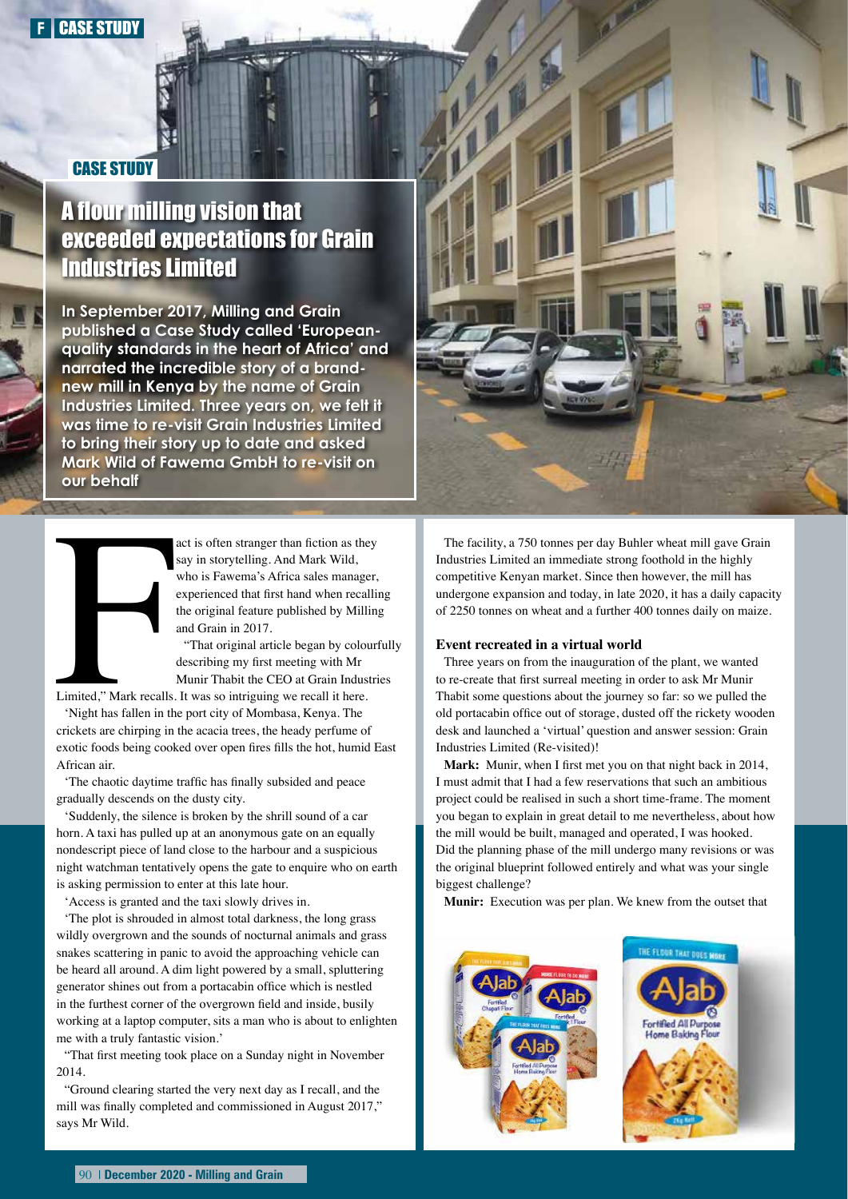# A flour milling vision that exceeded expectations for Grain Industries Limited

**In September 2017, Milling and Grain published a Case Study called 'European-quality standards in the heart of Africa' and narrated the incredible story of a brand-new mill in Kenya by the name of Grain Industries Limited. Three years on, we felt it was time to re-visit Grain Industries Limited to bring their story up to date and asked Mark Wild of Fawema GmbH to re-visit on our behalf**

Fact is often stranger than fiction as they say in storytelling. And Mark Wild, who is Fawema's Africa sales manager, experienced that first hand when recalling the original feature published by Milling and Grain in 2017.

"That original article began by colourfully describing my first meeting with Mr Munir Thabit the CEO at Grain Industries Limited," Mark recalls. It was so intriguing we recall it here.

'Night has fallen in the port city of Mombasa, Kenya. The crickets are chirping in the acacia trees, the heady perfume of exotic foods being cooked over open fires fills the hot, humid East African air.

'The chaotic daytime traffic has finally subsided and peace gradually descends on the dusty city.

'Suddenly, the silence is broken by the shrill sound of a car horn. A taxi has pulled up at an anonymous gate on an equally nondescript piece of land close to the harbour and a suspicious night watchman tentatively opens the gate to enquire who on earth is asking permission to enter at this late hour.

'Access is granted and the taxi slowly drives in.

'The plot is shrouded in almost total darkness, the long grass wildly overgrown and the sounds of nocturnal animals and grass snakes scattering in panic to avoid the approaching vehicle can be heard all around. A dim light powered by a small, spluttering generator shines out from a portacabin office which is nestled in the furthest corner of the overgrown field and inside, busily working at a laptop computer, sits a man who is about to enlighten me with a truly fantastic vision.'

"That first meeting took place on a Sunday night in November 2014.

"Ground clearing started the very next day as I recall, and the mill was finally completed and commissioned in August 2017," says Mr Wild.

The facility, a 750 tonnes per day Buhler wheat mill gave Grain Industries Limited an immediate strong foothold in the highly competitive Kenyan market. Since then however, the mill has undergone expansion and today, in late 2020, it has a daily capacity of 2250 tonnes on wheat and a further 400 tonnes daily on maize.

### Event recreated in a virtual world

Three years on from the inauguration of the plant, we wanted to re-create that first surreal meeting in order to ask Mr Munir Thabit some questions about the journey so far: so we pulled the old portacabin office out of storage, dusted off the rickety wooden desk and launched a 'virtual' question and answer session: Grain Industries Limited (Re-visited)!

**Mark:** Munir, when I first met you on that night back in 2014, I must admit that I had a few reservations that such an ambitious project could be realised in such a short time-frame. The moment you began to explain in great detail to me nevertheless, about how the mill would be built, managed and operated, I was hooked. Did the planning phase of the mill undergo many revisions or was the original blueprint followed entirely and what was your single biggest challenge?

**Munir:** Execution was per plan. We knew from the outset that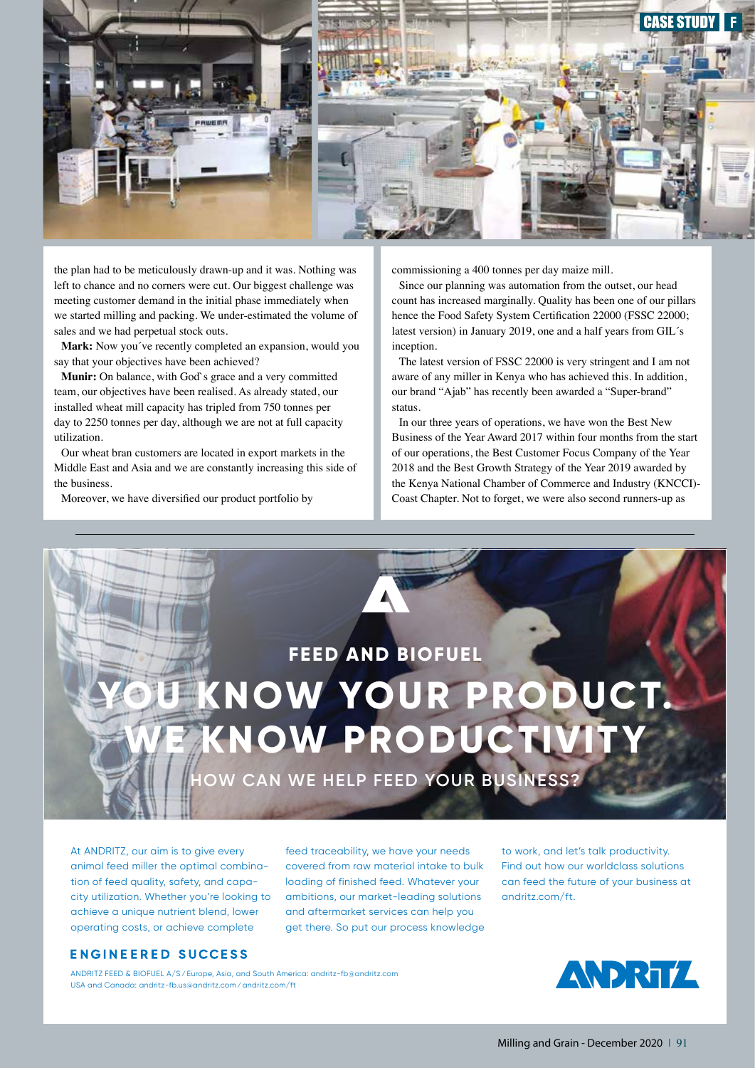the plan had to be meticulously drawn-up and it was. Nothing was left to chance and no corners were cut. Our biggest challenge was meeting customer demand in the initial phase immediately when we started milling and packing. We under-estimated the volume of sales and we had perpetual stock outs.

**Mark:** Now you´ve recently completed an expansion, would you say that your objectives have been achieved?

**Munir:** On balance, with God`s grace and a very committed team, our objectives have been realised. As already stated, our installed wheat mill capacity has tripled from 750 tonnes per day to 2250 tonnes per day, although we are not at full capacity utilization.

Our wheat bran customers are located in export markets in the Middle East and Asia and we are constantly increasing this side of the business.

Moreover, we have diversified our product portfolio by commissioning a 400 tonnes per day maize mill.

Since our planning was automation from the outset, our head count has increased marginally. Quality has been one of our pillars hence the Food Safety System Certification 22000 (FSSC 22000; latest version) in January 2019, one and a half years from GIL´s inception.

The latest version of FSSC 22000 is very stringent and I am not aware of any miller in Kenya who has achieved this. In addition, our brand "Ajab" has recently been awarded a "Super-brand" status.

In our three years of operations, we have won the Best New Business of the Year Award 2017 within four months from the start of our operations, the Best Customer Focus Company of the Year 2018 and the Best Growth Strategy of the Year 2019 awarded by the Kenya National Chamber of Commerce and Industry (KNCCI)-Coast Chapter. Not to forget, we were also second runners-up as

---

FEED AND BIOFUEL

# YOU KNOW YOUR PRODUCT. WE KNOW PRODUCTIVITY

HOW CAN WE HELP FEED YOUR BUSINESS?

At ANDRITZ, our aim is to give every animal feed miller the optimal combination of feed quality, safety, and capacity utilization. Whether you're looking to achieve a unique nutrient blend, lower operating costs, or achieve complete feed traceability, we have your needs covered from raw material intake to bulk loading of finished feed. Whatever your ambitions, our market-leading solutions and aftermarket services can help you get there. So put our process knowledge to work, and let's talk productivity. Find out how our worldclass solutions can feed the future of your business at andritz.com/ft.

**ENGINEERED SUCCESS**

ANDRITZ FEED & BIOFUEL A/S / Europe, Asia, and South America: andritz-fb@andritz.com
USA and Canada: andritz-fb.us@andritz.com / andritz.com/ft

ANDRITZ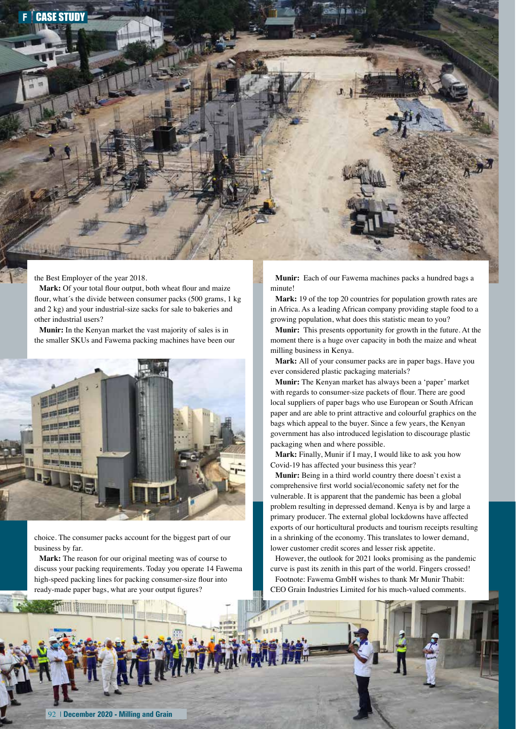the Best Employer of the year 2018.

**Mark:** Of your total flour output, both wheat flour and maize flour, what´s the divide between consumer packs (500 grams, 1 kg and 2 kg) and your industrial-size sacks for sale to bakeries and other industrial users?

**Munir:** In the Kenyan market the vast majority of sales is in the smaller SKUs and Fawema packing machines have been our choice. The consumer packs account for the biggest part of our business by far.

**Mark:** The reason for our original meeting was of course to discuss your packing requirements. Today you operate 14 Fawema high-speed packing lines for packing consumer-size flour into ready-made paper bags, what are your output figures?

**Munir:** Each of our Fawema machines packs a hundred bags a minute!

**Mark:** 19 of the top 20 countries for population growth rates are in Africa. As a leading African company providing staple food to a growing population, what does this statistic mean to you?

**Munir:** This presents opportunity for growth in the future. At the moment there is a huge over capacity in both the maize and wheat milling business in Kenya.

**Mark:** All of your consumer packs are in paper bags. Have you ever considered plastic packaging materials?

**Munir:** The Kenyan market has always been a 'paper' market with regards to consumer-size packets of flour. There are good local suppliers of paper bags who use European or South African paper and are able to print attractive and colourful graphics on the bags which appeal to the buyer. Since a few years, the Kenyan government has also introduced legislation to discourage plastic packaging when and where possible.

**Mark:** Finally, Munir if I may, I would like to ask you how Covid-19 has affected your business this year?

**Munir:** Being in a third world country there doesn`t exist a comprehensive first world social/economic safety net for the vulnerable. It is apparent that the pandemic has been a global problem resulting in depressed demand. Kenya is by and large a primary producer. The external global lockdowns have affected exports of our horticultural products and tourism receipts resulting in a shrinking of the economy. This translates to lower demand, lower customer credit scores and lesser risk appetite.

However, the outlook for 2021 looks promising as the pandemic curve is past its zenith in this part of the world. Fingers crossed!

Footnote: Fawema GmbH wishes to thank Mr Munir Thabit: CEO Grain Industries Limited for his much-valued comments.